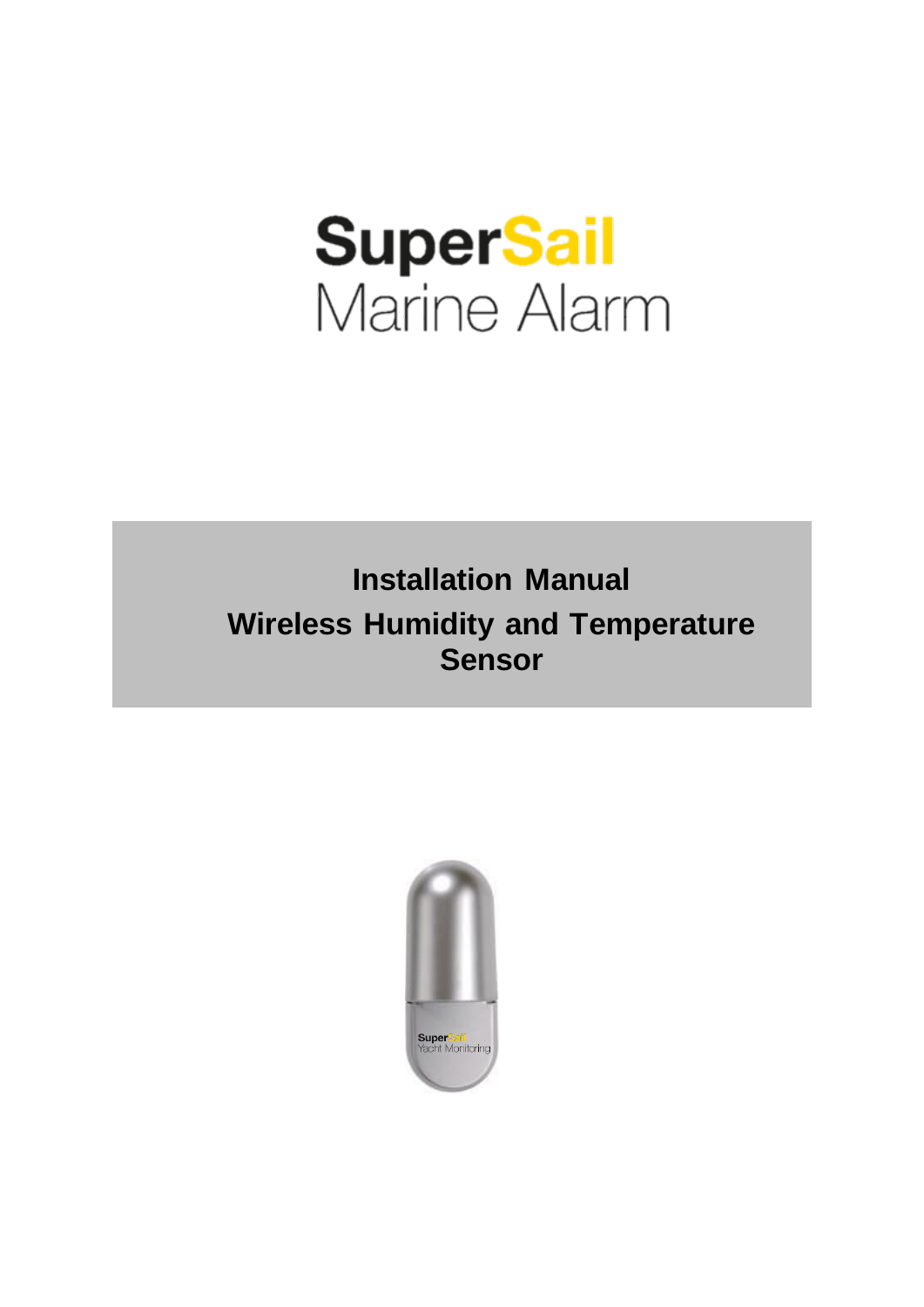# SuperSail
Marine Alarm

## Installation Manual
## Wireless Humidity and Temperature Sensor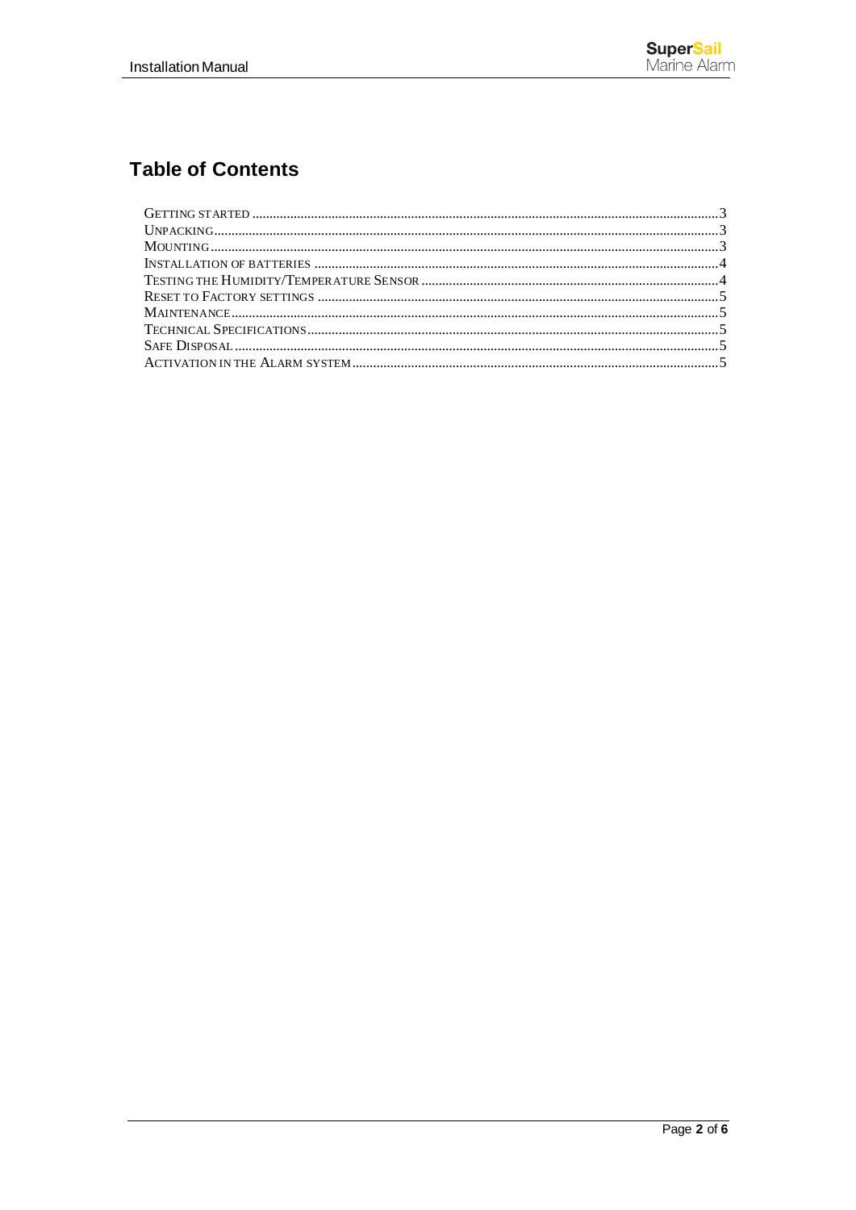## Table of Contents

- Getting started ..... 3
- Unpacking ..... 3
- Mounting ..... 3
- Installation of batteries ..... 4
- Testing the Humidity/Temperature Sensor ..... 4
- Reset to Factory settings ..... 5
- Maintenance ..... 5
- Technical Specifications ..... 5
- Safe Disposal ..... 5
- Activation in the Alarm system ..... 5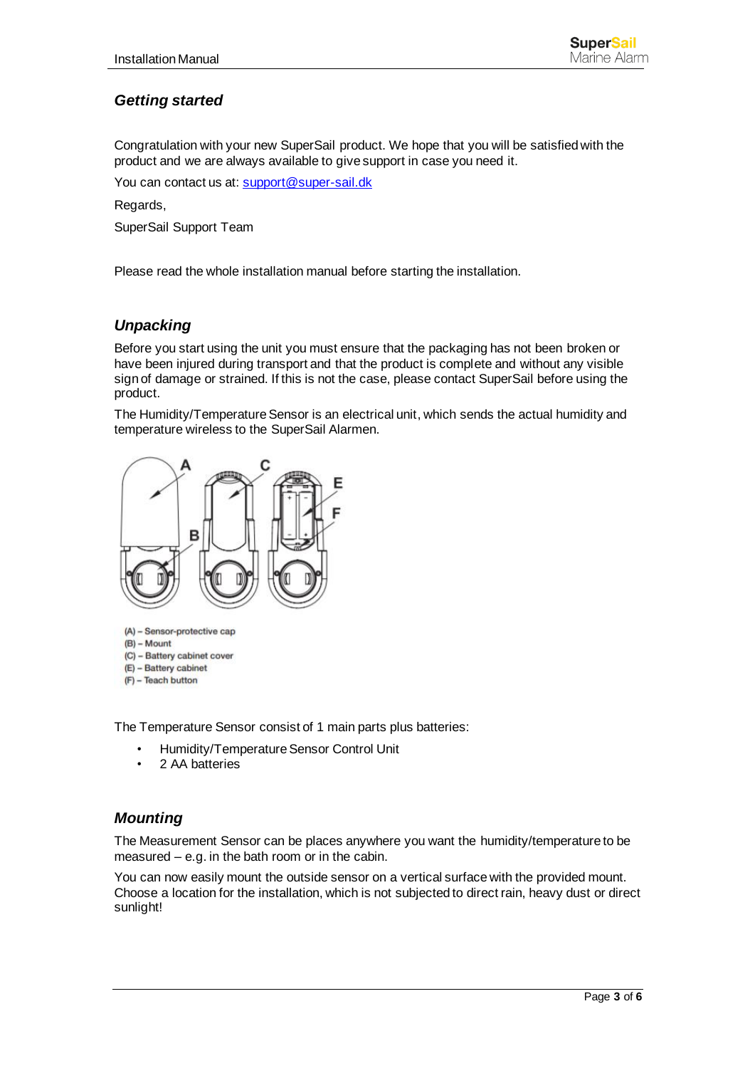## *Getting started*

Congratulation with your new SuperSail product. We hope that you will be satisfied with the product and we are always available to give support in case you need it.

You can contact us at: [support@super-sail.dk](mailto:support@super-sail.dk)

Regards,

SuperSail Support Team

Please read the whole installation manual before starting the installation.

## *Unpacking*

Before you start using the unit you must ensure that the packaging has not been broken or have been injured during transport and that the product is complete and without any visible sign of damage or strained. If this is not the case, please contact SuperSail before using the product.

The Humidity/Temperature Sensor is an electrical unit, which sends the actual humidity and temperature wireless to the SuperSail Alarmen.

(A) – Sensor-protective cap
(B) – Mount
(C) – Battery cabinet cover
(E) – Battery cabinet
(F) – Teach button

The Temperature Sensor consist of 1 main parts plus batteries:

- Humidity/Temperature Sensor Control Unit
- 2 AA batteries

## *Mounting*

The Measurement Sensor can be places anywhere you want the humidity/temperature to be measured – e.g. in the bath room or in the cabin.

You can now easily mount the outside sensor on a vertical surface with the provided mount. Choose a location for the installation, which is not subjected to direct rain, heavy dust or direct sunlight!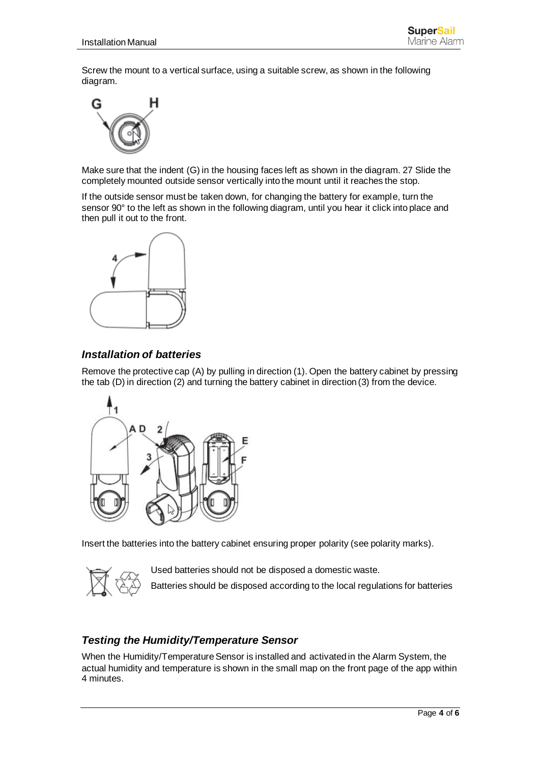Screw the mount to a vertical surface, using a suitable screw, as shown in the following diagram.

Make sure that the indent (G) in the housing faces left as shown in the diagram. 27 Slide the completely mounted outside sensor vertically into the mount until it reaches the stop.

If the outside sensor must be taken down, for changing the battery for example, turn the sensor 90° to the left as shown in the following diagram, until you hear it click into place and then pull it out to the front.

### *Installation of batteries*

Remove the protective cap (A) by pulling in direction (1). Open the battery cabinet by pressing the tab (D) in direction (2) and turning the battery cabinet in direction (3) from the device.

Insert the batteries into the battery cabinet ensuring proper polarity (see polarity marks).

Used batteries should not be disposed a domestic waste.

Batteries should be disposed according to the local regulations for batteries

### *Testing the Humidity/Temperature Sensor*

When the Humidity/Temperature Sensor is installed and activated in the Alarm System, the actual humidity and temperature is shown in the small map on the front page of the app within 4 minutes.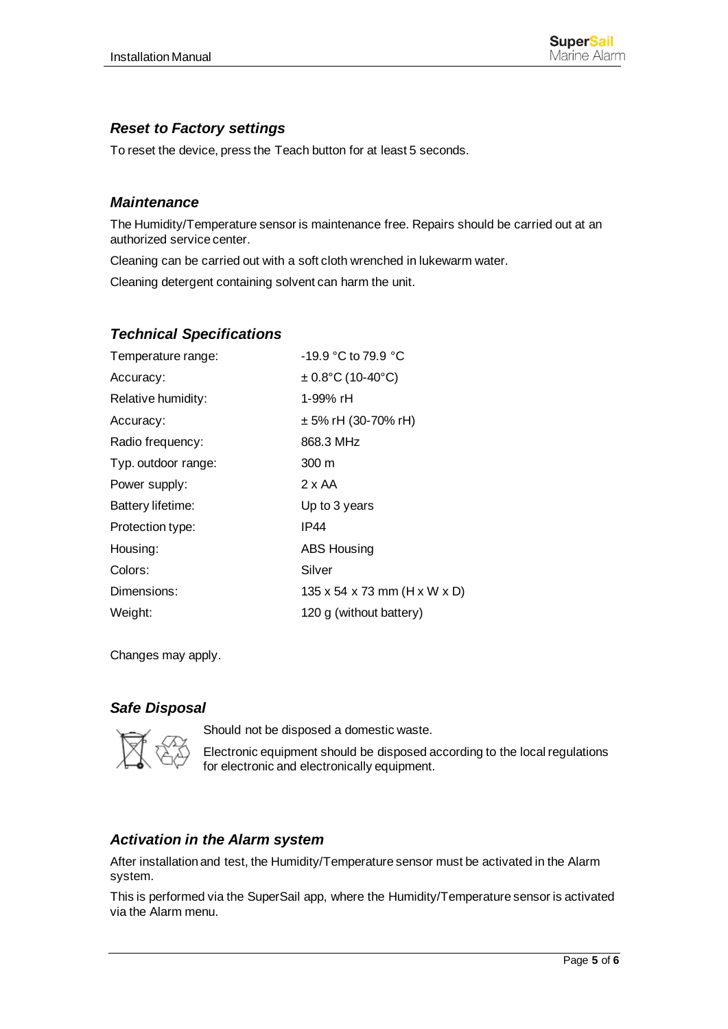### *Reset to Factory settings*

To reset the device, press the Teach button for at least 5 seconds.

### *Maintenance*

The Humidity/Temperature sensor is maintenance free. Repairs should be carried out at an authorized service center.

Cleaning can be carried out with a soft cloth wrenched in lukewarm water.

Cleaning detergent containing solvent can harm the unit.

### *Technical Specifications*

| | |
|---|---|
| Temperature range: | -19.9 °C to 79.9 °C |
| Accuracy: | ± 0.8°C (10-40°C) |
| Relative humidity: | 1-99% rH |
| Accuracy: | ± 5% rH (30-70% rH) |
| Radio frequency: | 868.3 MHz |
| Typ. outdoor range: | 300 m |
| Power supply: | 2 x AA |
| Battery lifetime: | Up to 3 years |
| Protection type: | IP44 |
| Housing: | ABS Housing |
| Colors: | Silver |
| Dimensions: | 135 x 54 x 73 mm (H x W x D) |
| Weight: | 120 g (without battery) |

Changes may apply.

### *Safe Disposal*

Should not be disposed a domestic waste.

Electronic equipment should be disposed according to the local regulations for electronic and electronically equipment.

### *Activation in the Alarm system*

After installation and test, the Humidity/Temperature sensor must be activated in the Alarm system.

This is performed via the SuperSail app, where the Humidity/Temperature sensor is activated via the Alarm menu.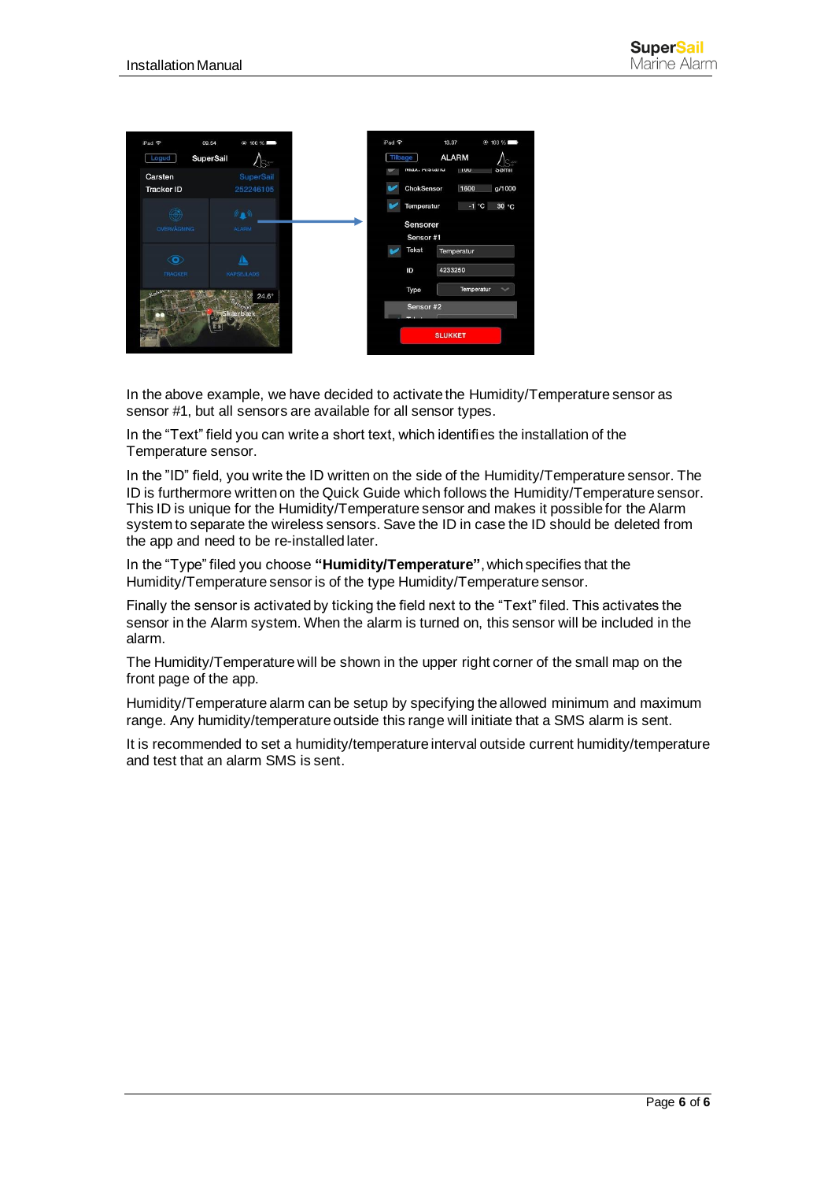In the above example, we have decided to activate the Humidity/Temperature sensor as sensor #1, but all sensors are available for all sensor types.

In the “Text” field you can write a short text, which identifies the installation of the Temperature sensor.

In the ”ID” field, you write the ID written on the side of the Humidity/Temperature sensor. The ID is furthermore written on the Quick Guide which follows the Humidity/Temperature sensor. This ID is unique for the Humidity/Temperature sensor and makes it possible for the Alarm system to separate the wireless sensors. Save the ID in case the ID should be deleted from the app and need to be re-installed later.

In the “Type” filed you choose **“Humidity/Temperature”**, which specifies that the Humidity/Temperature sensor is of the type Humidity/Temperature sensor.

Finally the sensor is activated by ticking the field next to the “Text” filed. This activates the sensor in the Alarm system. When the alarm is turned on, this sensor will be included in the alarm.

The Humidity/Temperature will be shown in the upper right corner of the small map on the front page of the app.

Humidity/Temperature alarm can be setup by specifying the allowed minimum and maximum range. Any humidity/temperature outside this range will initiate that a SMS alarm is sent.

It is recommended to set a humidity/temperature interval outside current humidity/temperature and test that an alarm SMS is sent.